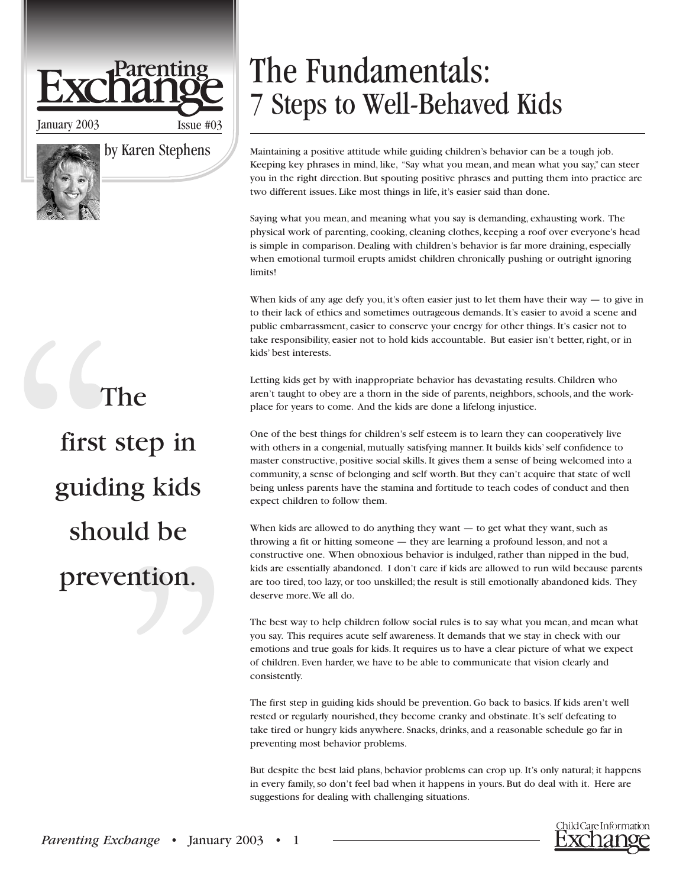Parenting Exchange

January 2003 Issue #03

by Karen Stephens

# The Fundamentals: 7 Steps to Well-Behaved Kids

> "The first step in guiding kids should be prevention."

Maintaining a positive attitude while guiding children's behavior can be a tough job. Keeping key phrases in mind, like, "Say what you mean, and mean what you say," can steer you in the right direction. But spouting positive phrases and putting them into practice are two different issues. Like most things in life, it's easier said than done.

Saying what you mean, and meaning what you say is demanding, exhausting work. The physical work of parenting, cooking, cleaning clothes, keeping a roof over everyone's head is simple in comparison. Dealing with children's behavior is far more draining, especially when emotional turmoil erupts amidst children chronically pushing or outright ignoring limits!

When kids of any age defy you, it's often easier just to let them have their way — to give in to their lack of ethics and sometimes outrageous demands. It's easier to avoid a scene and public embarrassment, easier to conserve your energy for other things. It's easier not to take responsibility, easier not to hold kids accountable. But easier isn't better, right, or in kids' best interests.

Letting kids get by with inappropriate behavior has devastating results. Children who aren't taught to obey are a thorn in the side of parents, neighbors, schools, and the work-place for years to come. And the kids are done a lifelong injustice.

One of the best things for children's self esteem is to learn they can cooperatively live with others in a congenial, mutually satisfying manner. It builds kids' self confidence to master constructive, positive social skills. It gives them a sense of being welcomed into a community, a sense of belonging and self worth. But they can't acquire that state of well being unless parents have the stamina and fortitude to teach codes of conduct and then expect children to follow them.

When kids are allowed to do anything they want — to get what they want, such as throwing a fit or hitting someone — they are learning a profound lesson, and not a constructive one. When obnoxious behavior is indulged, rather than nipped in the bud, kids are essentially abandoned. I don't care if kids are allowed to run wild because parents are too tired, too lazy, or too unskilled; the result is still emotionally abandoned kids. They deserve more. We all do.

The best way to help children follow social rules is to say what you mean, and mean what you say. This requires acute self awareness. It demands that we stay in check with our emotions and true goals for kids. It requires us to have a clear picture of what we expect of children. Even harder, we have to be able to communicate that vision clearly and consistently.

The first step in guiding kids should be prevention. Go back to basics. If kids aren't well rested or regularly nourished, they become cranky and obstinate. It's self defeating to take tired or hungry kids anywhere. Snacks, drinks, and a reasonable schedule go far in preventing most behavior problems.

But despite the best laid plans, behavior problems can crop up. It's only natural; it happens in every family, so don't feel bad when it happens in yours. But do deal with it. Here are suggestions for dealing with challenging situations.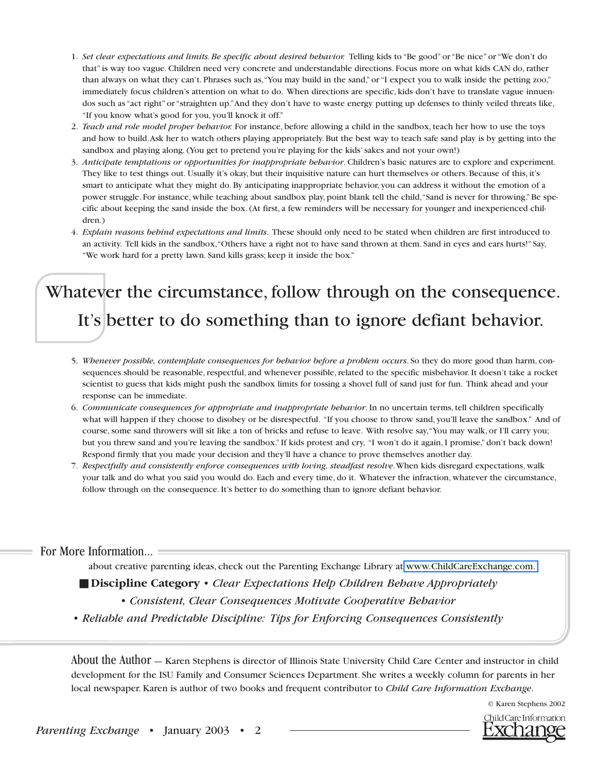1. *Set clear expectations and limits. Be specific about desired behavior.* Telling kids to "Be good" or "Be nice" or "We don't do that" is way too vague. Children need very concrete and understandable directions. Focus more on what kids CAN do, rather than always on what they can't. Phrases such as, "You may build in the sand," or "I expect you to walk inside the petting zoo," immediately focus children's attention on what to do. When directions are specific, kids don't have to translate vague innuendos such as "act right" or "straighten up." And they don't have to waste energy putting up defenses to thinly veiled threats like, "If you know what's good for you, you'll knock it off."
2. *Teach and role model proper behavior.* For instance, before allowing a child in the sandbox, teach her how to use the toys and how to build. Ask her to watch others playing appropriately. But the best way to teach safe sand play is by getting into the sandbox and playing along. (You get to pretend you're playing for the kids' sakes and not your own!)
3. *Anticipate temptations or opportunities for inappropriate behavior*. Children's basic natures are to explore and experiment. They like to test things out. Usually it's okay, but their inquisitive nature can hurt themselves or others. Because of this, it's smart to anticipate what they might do. By anticipating inappropriate behavior, you can address it without the emotion of a power struggle. For instance, while teaching about sandbox play, point blank tell the child, "Sand is never for throwing." Be specific about keeping the sand inside the box. (At first, a few reminders will be necessary for younger and inexperienced children.)
4. *Explain reasons behind expectations and limits*. These should only need to be stated when children are first introduced to an activity. Tell kids in the sandbox, "Others have a right not to have sand thrown at them. Sand in eyes and ears hurts!" Say, "We work hard for a pretty lawn. Sand kills grass; keep it inside the box."

> Whatever the circumstance, follow through on the consequence. It's better to do something than to ignore defiant behavior.

5. *Whenever possible, contemplate consequences for behavior before a problem occurs*. So they do more good than harm, consequences should be reasonable, respectful, and whenever possible, related to the specific misbehavior. It doesn't take a rocket scientist to guess that kids might push the sandbox limits for tossing a shovel full of sand just for fun. Think ahead and your response can be immediate.
6. *Communicate consequences for appropriate and inappropriate behavior*. In no uncertain terms, tell children specifically what will happen if they choose to disobey or be disrespectful. "If you choose to throw sand, you'll leave the sandbox." And of course, some sand throwers will sit like a ton of bricks and refuse to leave. With resolve say, "You may walk, or I'll carry you; but you threw sand and you're leaving the sandbox." If kids protest and cry, "I won't do it again, I promise," don't back down! Respond firmly that you made your decision and they'll have a chance to prove themselves another day.
7. *Respectfully and consistently enforce consequences with loving, steadfast resolve*. When kids disregard expectations, walk your talk and do what you said you would do. Each and every time, do it. Whatever the infraction, whatever the circumstance, follow through on the consequence. It's better to do something than to ignore defiant behavior.

## For More Information...

about creative parenting ideas, check out the Parenting Exchange Library at www.ChildCareExchange.com.

■ **Discipline Category** • *Clear Expectations Help Children Behave Appropriately*
• *Consistent, Clear Consequences Motivate Cooperative Behavior*
• *Reliable and Predictable Discipline: Tips for Enforcing Consequences Consistently*

**About the Author** — Karen Stephens is director of Illinois State University Child Care Center and instructor in child development for the ISU Family and Consumer Sciences Department. She writes a weekly column for parents in her local newspaper. Karen is author of two books and frequent contributor to *Child Care Information Exchange*.

© Karen Stephens 2002